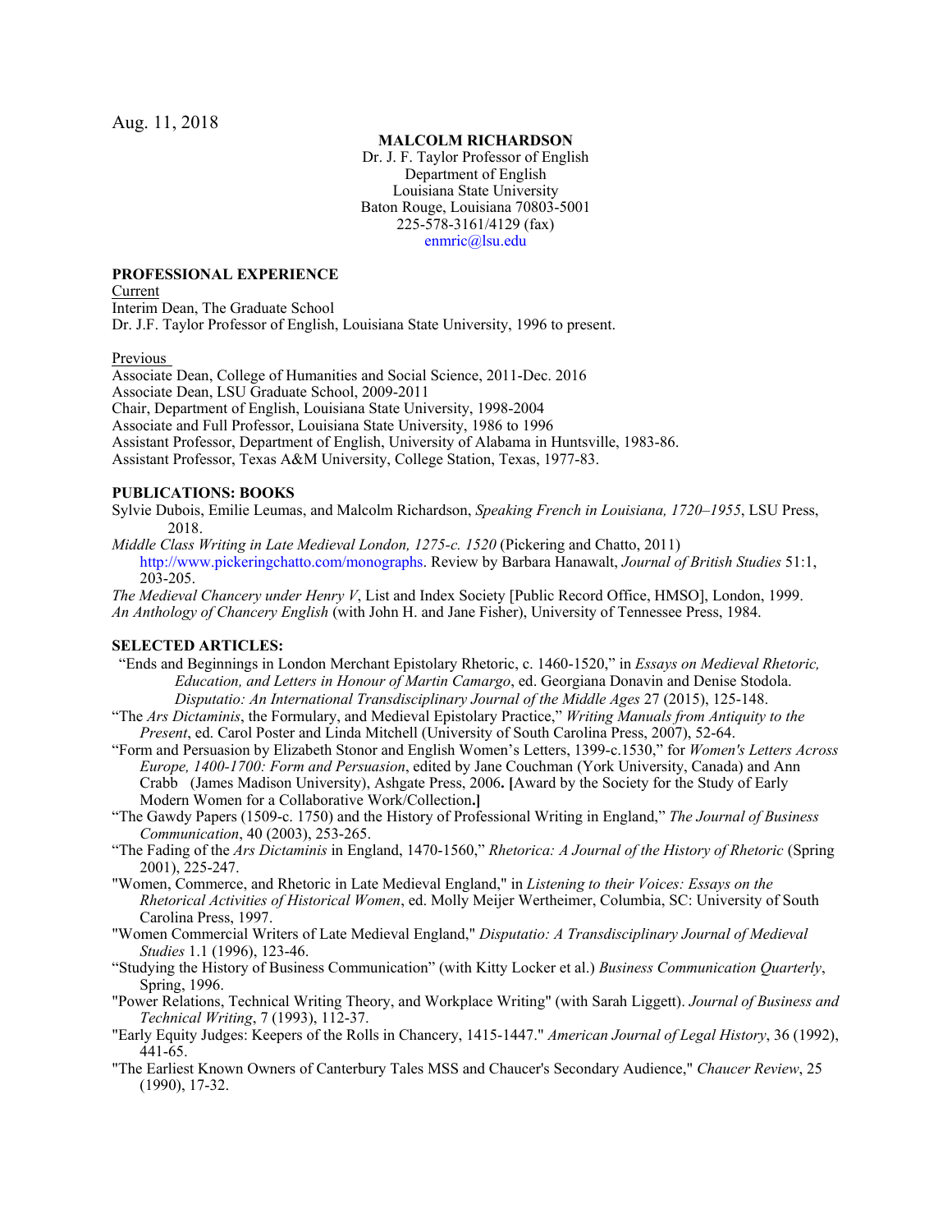Aug. 11, 2018

**MALCOLM RICHARDSON**
Dr. J. F. Taylor Professor of English
Department of English
Louisiana State University
Baton Rouge, Louisiana 70803-5001
225-578-3161/4129 (fax)
enmric@lsu.edu

## PROFESSIONAL EXPERIENCE

Current

Interim Dean, The Graduate School
Dr. J.F. Taylor Professor of English, Louisiana State University, 1996 to present.

Previous

Associate Dean, College of Humanities and Social Science, 2011-Dec. 2016
Associate Dean, LSU Graduate School, 2009-2011
Chair, Department of English, Louisiana State University, 1998-2004
Associate and Full Professor, Louisiana State University, 1986 to 1996
Assistant Professor, Department of English, University of Alabama in Huntsville, 1983-86.
Assistant Professor, Texas A&M University, College Station, Texas, 1977-83.

## PUBLICATIONS: BOOKS

Sylvie Dubois, Emilie Leumas, and Malcolm Richardson, *Speaking French in Louisiana, 1720–1955*, LSU Press, 2018.

*Middle Class Writing in Late Medieval London, 1275-c. 1520* (Pickering and Chatto, 2011) http://www.pickeringchatto.com/monographs. Review by Barbara Hanawalt, *Journal of British Studies* 51:1, 203-205.

*The Medieval Chancery under Henry V*, List and Index Society [Public Record Office, HMSO], London, 1999.

*An Anthology of Chancery English* (with John H. and Jane Fisher), University of Tennessee Press, 1984.

## SELECTED ARTICLES:

"Ends and Beginnings in London Merchant Epistolary Rhetoric, c. 1460-1520," in *Essays on Medieval Rhetoric, Education, and Letters in Honour of Martin Camargo*, ed. Georgiana Donavin and Denise Stodola. *Disputatio: An International Transdisciplinary Journal of the Middle Ages* 27 (2015), 125-148.

"The *Ars Dictaminis*, the Formulary, and Medieval Epistolary Practice," *Writing Manuals from Antiquity to the Present*, ed. Carol Poster and Linda Mitchell (University of South Carolina Press, 2007), 52-64.

"Form and Persuasion by Elizabeth Stonor and English Women's Letters, 1399-c.1530," for *Women's Letters Across Europe, 1400-1700: Form and Persuasion*, edited by Jane Couchman (York University, Canada) and Ann Crabb (James Madison University), Ashgate Press, 2006**. [**Award by the Society for the Study of Early Modern Women for a Collaborative Work/Collection**.]**

"The Gawdy Papers (1509-c. 1750) and the History of Professional Writing in England," *The Journal of Business Communication*, 40 (2003), 253-265.

"The Fading of the *Ars Dictaminis* in England, 1470-1560," *Rhetorica: A Journal of the History of Rhetoric* (Spring 2001), 225-247.

"Women, Commerce, and Rhetoric in Late Medieval England," in *Listening to their Voices: Essays on the Rhetorical Activities of Historical Women*, ed. Molly Meijer Wertheimer, Columbia, SC: University of South Carolina Press, 1997.

"Women Commercial Writers of Late Medieval England," *Disputatio: A Transdisciplinary Journal of Medieval Studies* 1.1 (1996), 123-46.

"Studying the History of Business Communication" (with Kitty Locker et al.) *Business Communication Quarterly*, Spring, 1996.

"Power Relations, Technical Writing Theory, and Workplace Writing" (with Sarah Liggett). *Journal of Business and Technical Writing*, 7 (1993), 112-37.

"Early Equity Judges: Keepers of the Rolls in Chancery, 1415-1447." *American Journal of Legal History*, 36 (1992), 441-65.

"The Earliest Known Owners of Canterbury Tales MSS and Chaucer's Secondary Audience," *Chaucer Review*, 25 (1990), 17-32.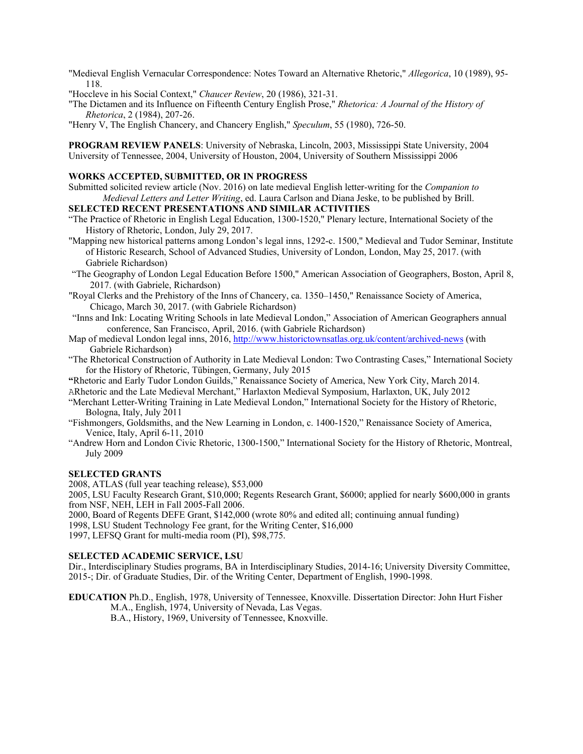"Medieval English Vernacular Correspondence: Notes Toward an Alternative Rhetoric," *Allegorica*, 10 (1989), 95-118.

"Hoccleve in his Social Context," *Chaucer Review*, 20 (1986), 321-31.

"The Dictamen and its Influence on Fifteenth Century English Prose," *Rhetorica: A Journal of the History of Rhetorica*, 2 (1984), 207-26.

"Henry V, The English Chancery, and Chancery English," *Speculum*, 55 (1980), 726-50.

**PROGRAM REVIEW PANELS**: University of Nebraska, Lincoln, 2003, Mississippi State University, 2004 University of Tennessee, 2004, University of Houston, 2004, University of Southern Mississippi 2006

**WORKS ACCEPTED, SUBMITTED, OR IN PROGRESS**

Submitted solicited review article (Nov. 2016) on late medieval English letter-writing for the *Companion to Medieval Letters and Letter Writing*, ed. Laura Carlson and Diana Jeske, to be published by Brill.

**SELECTED RECENT PRESENTATIONS AND SIMILAR ACTIVITIES**

"The Practice of Rhetoric in English Legal Education, 1300-1520," Plenary lecture, International Society of the History of Rhetoric, London, July 29, 2017.

"Mapping new historical patterns among London's legal inns, 1292-c. 1500," Medieval and Tudor Seminar, Institute of Historic Research, School of Advanced Studies, University of London, London, May 25, 2017. (with Gabriele Richardson)

"The Geography of London Legal Education Before 1500," American Association of Geographers, Boston, April 8, 2017. (with Gabriele, Richardson)

"Royal Clerks and the Prehistory of the Inns of Chancery, ca. 1350–1450," Renaissance Society of America, Chicago, March 30, 2017. (with Gabriele Richardson)

"Inns and Ink: Locating Writing Schools in late Medieval London," Association of American Geographers annual conference, San Francisco, April, 2016. (with Gabriele Richardson)

Map of medieval London legal inns, 2016, http://www.historictownsatlas.org.uk/content/archived-news (with Gabriele Richardson)

"The Rhetorical Construction of Authority in Late Medieval London: Two Contrasting Cases," International Society for the History of Rhetoric, Tübingen, Germany, July 2015

**"**Rhetoric and Early Tudor London Guilds," Renaissance Society of America, New York City, March 2014.

ARhetoric and the Late Medieval Merchant," Harlaxton Medieval Symposium, Harlaxton, UK, July 2012

"Merchant Letter-Writing Training in Late Medieval London," International Society for the History of Rhetoric, Bologna, Italy, July 2011

"Fishmongers, Goldsmiths, and the New Learning in London, c. 1400-1520," Renaissance Society of America, Venice, Italy, April 6-11, 2010

"Andrew Horn and London Civic Rhetoric, 1300-1500," International Society for the History of Rhetoric, Montreal, July 2009

**SELECTED GRANTS**

2008, ATLAS (full year teaching release), $53,000

2005, LSU Faculty Research Grant, $10,000; Regents Research Grant, $6000; applied for nearly $600,000 in grants from NSF, NEH, LEH in Fall 2005-Fall 2006.

2000, Board of Regents DEFE Grant, $142,000 (wrote 80% and edited all; continuing annual funding)

1998, LSU Student Technology Fee grant, for the Writing Center, $16,000

1997, LEFSQ Grant for multi-media room (PI), $98,775.

**SELECTED ACADEMIC SERVICE, LSU**

Dir., Interdisciplinary Studies programs, BA in Interdisciplinary Studies, 2014-16; University Diversity Committee, 2015-; Dir. of Graduate Studies, Dir. of the Writing Center, Department of English, 1990-1998.

**EDUCATION** Ph.D., English, 1978, University of Tennessee, Knoxville. Dissertation Director: John Hurt Fisher

M.A., English, 1974, University of Nevada, Las Vegas.

B.A., History, 1969, University of Tennessee, Knoxville.